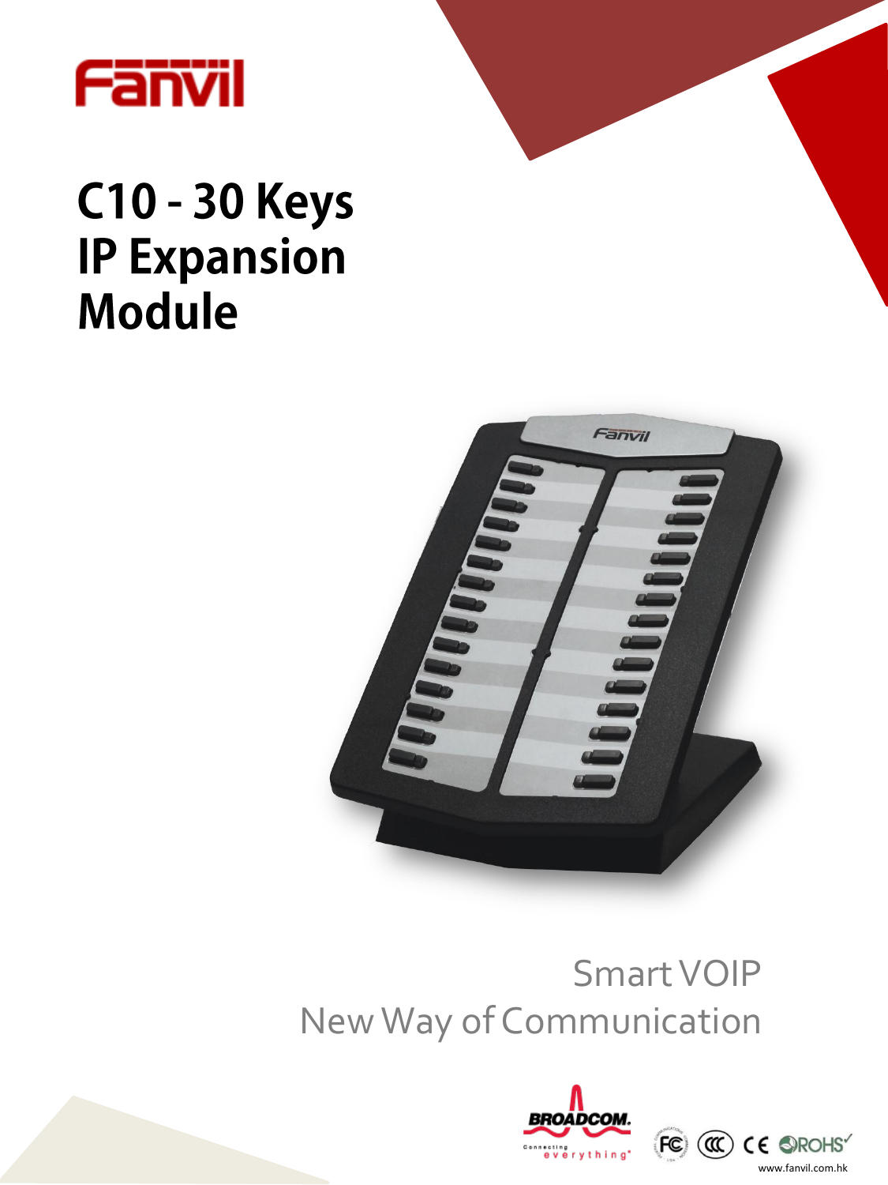# C10 - 30 Keys IP Expansion Module

Smart VOIP

New Way of Communication

www.fanvil.com.hk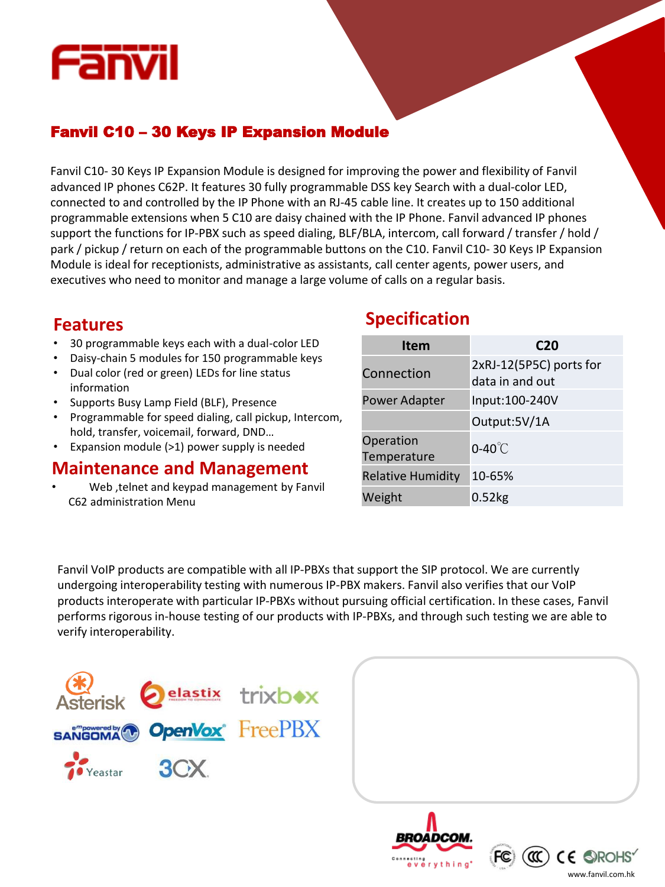# Fanvil C10 – 30 Keys IP Expansion Module

Fanvil C10- 30 Keys IP Expansion Module is designed for improving the power and flexibility of Fanvil advanced IP phones C62P. It features 30 fully programmable DSS key Search with a dual-color LED, connected to and controlled by the IP Phone with an RJ-45 cable line. It creates up to 150 additional programmable extensions when 5 C10 are daisy chained with the IP Phone. Fanvil advanced IP phones support the functions for IP-PBX such as speed dialing, BLF/BLA, intercom, call forward / transfer / hold / park / pickup / return on each of the programmable buttons on the C10. Fanvil C10- 30 Keys IP Expansion Module is ideal for receptionists, administrative as assistants, call center agents, power users, and executives who need to monitor and manage a large volume of calls on a regular basis.

## Features

- 30 programmable keys each with a dual-color LED
- Daisy-chain 5 modules for 150 programmable keys
- Dual color (red or green) LEDs for line status information
- Supports Busy Lamp Field (BLF), Presence
- Programmable for speed dialing, call pickup, Intercom, hold, transfer, voicemail, forward, DND…
- Expansion module (>1) power supply is needed

## Maintenance and Management

- Web ,telnet and keypad management by Fanvil C62 administration Menu

## Specification

| Item | C20 |
|---|---|
| Connection | 2xRJ-12(5P5C) ports for data in and out |
| Power Adapter | Input:100-240V |
| | Output:5V/1A |
| Operation Temperature | 0-40℃ |
| Relative Humidity | 10-65% |
| Weight | 0.52kg |

Fanvil VoIP products are compatible with all IP-PBXs that support the SIP protocol. We are currently undergoing interoperability testing with numerous IP-PBX makers. Fanvil also verifies that our VoIP products interoperate with particular IP-PBXs without pursuing official certification. In these cases, Fanvil performs rigorous in-house testing of our products with IP-PBXs, and through such testing we are able to verify interoperability.

www.fanvil.com.hk